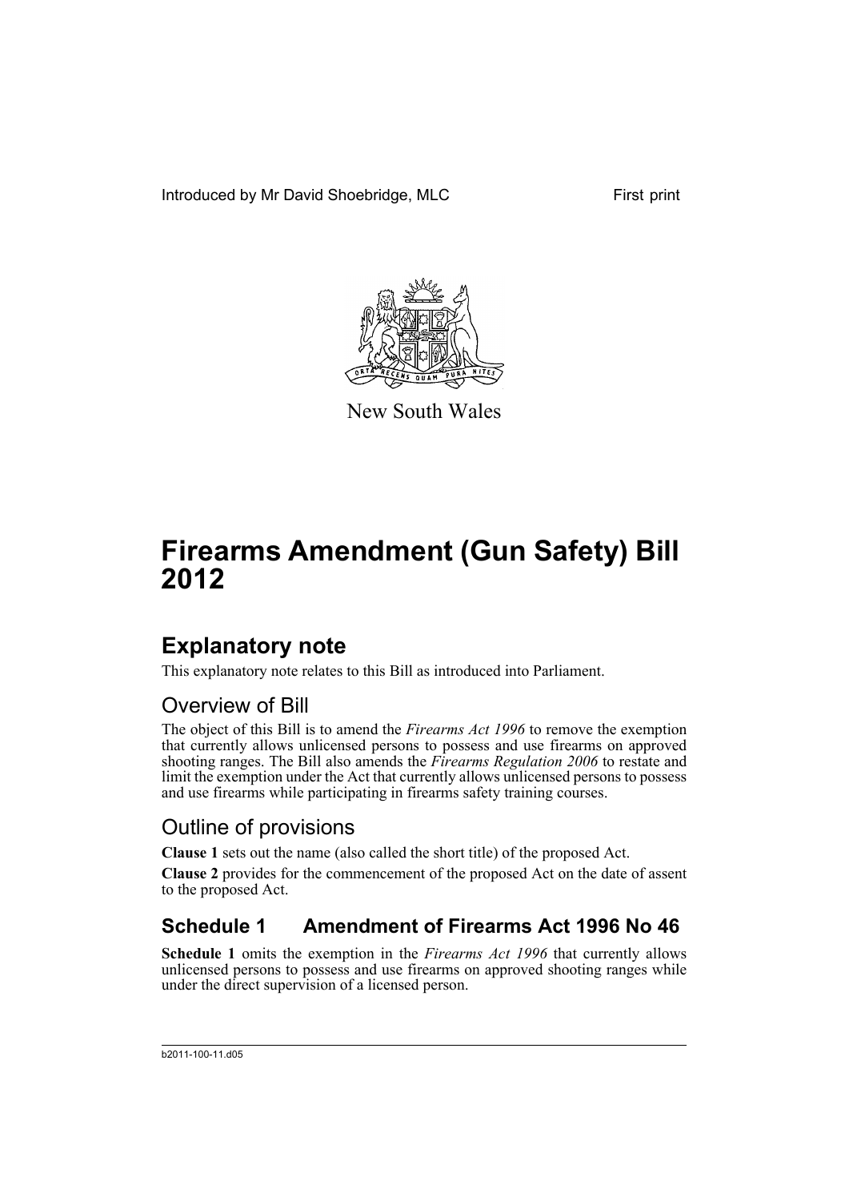Introduced by Mr David Shoebridge, MLC

First print

New South Wales

# Firearms Amendment (Gun Safety) Bill 2012

## Explanatory note

This explanatory note relates to this Bill as introduced into Parliament.

### Overview of Bill

The object of this Bill is to amend the *Firearms Act 1996* to remove the exemption that currently allows unlicensed persons to possess and use firearms on approved shooting ranges. The Bill also amends the *Firearms Regulation 2006* to restate and limit the exemption under the Act that currently allows unlicensed persons to possess and use firearms while participating in firearms safety training courses.

### Outline of provisions

**Clause 1** sets out the name (also called the short title) of the proposed Act.

**Clause 2** provides for the commencement of the proposed Act on the date of assent to the proposed Act.

## Schedule 1 Amendment of Firearms Act 1996 No 46

**Schedule 1** omits the exemption in the *Firearms Act 1996* that currently allows unlicensed persons to possess and use firearms on approved shooting ranges while under the direct supervision of a licensed person.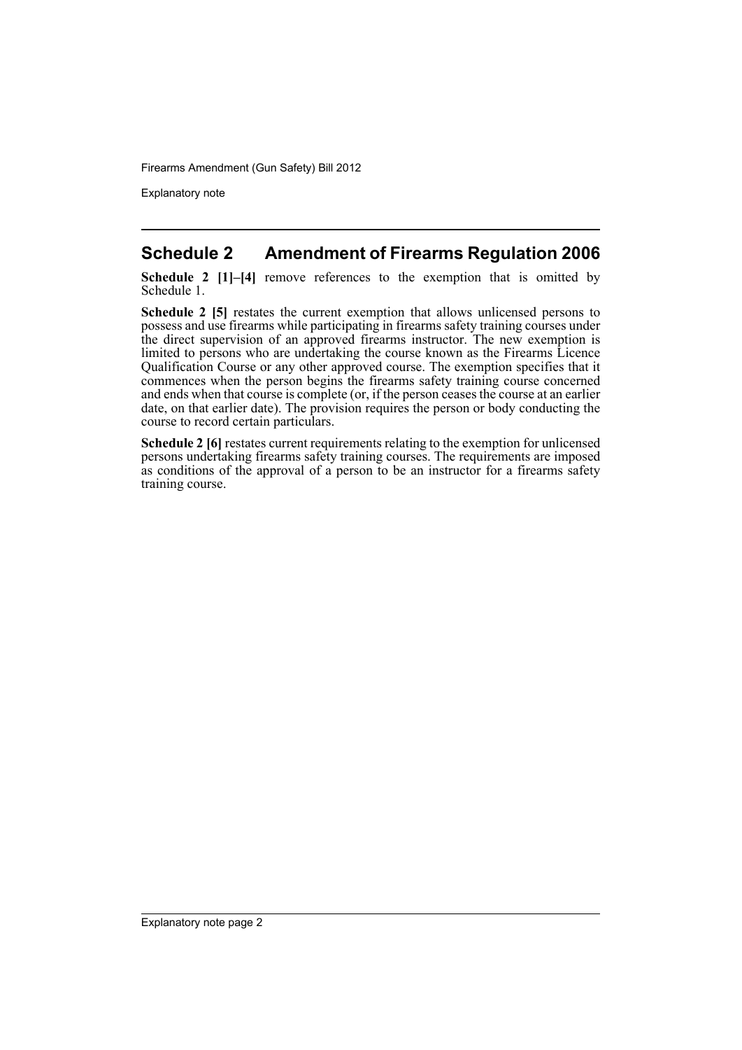## Schedule 2 Amendment of Firearms Regulation 2006

**Schedule 2 [1]–[4]** remove references to the exemption that is omitted by Schedule 1.

**Schedule 2 [5]** restates the current exemption that allows unlicensed persons to possess and use firearms while participating in firearms safety training courses under the direct supervision of an approved firearms instructor. The new exemption is limited to persons who are undertaking the course known as the Firearms Licence Qualification Course or any other approved course. The exemption specifies that it commences when the person begins the firearms safety training course concerned and ends when that course is complete (or, if the person ceases the course at an earlier date, on that earlier date). The provision requires the person or body conducting the course to record certain particulars.

**Schedule 2 [6]** restates current requirements relating to the exemption for unlicensed persons undertaking firearms safety training courses. The requirements are imposed as conditions of the approval of a person to be an instructor for a firearms safety training course.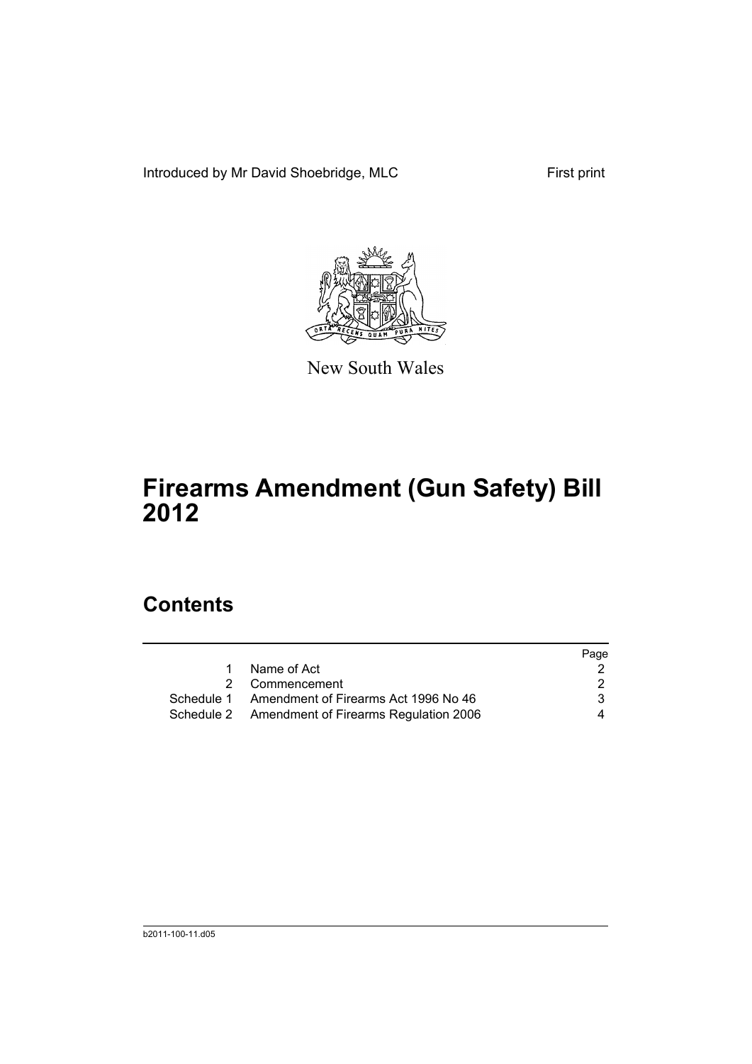Introduced by Mr David Shoebridge, MLC — First print

New South Wales

# Firearms Amendment (Gun Safety) Bill 2012

## Contents

| | | Page |
|---|---|---|
| 1 | Name of Act | 2 |
| 2 | Commencement | 2 |
| Schedule 1 | Amendment of Firearms Act 1996 No 46 | 3 |
| Schedule 2 | Amendment of Firearms Regulation 2006 | 4 |

b2011-100-11.d05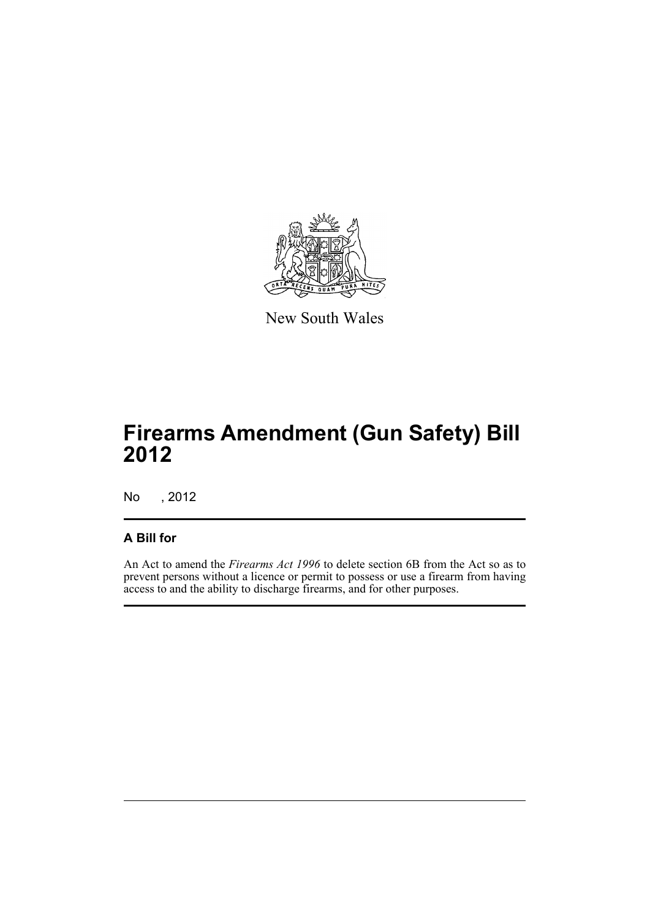New South Wales

# Firearms Amendment (Gun Safety) Bill 2012

No , 2012

## A Bill for

An Act to amend the *Firearms Act 1996* to delete section 6B from the Act so as to prevent persons without a licence or permit to possess or use a firearm from having access to and the ability to discharge firearms, and for other purposes.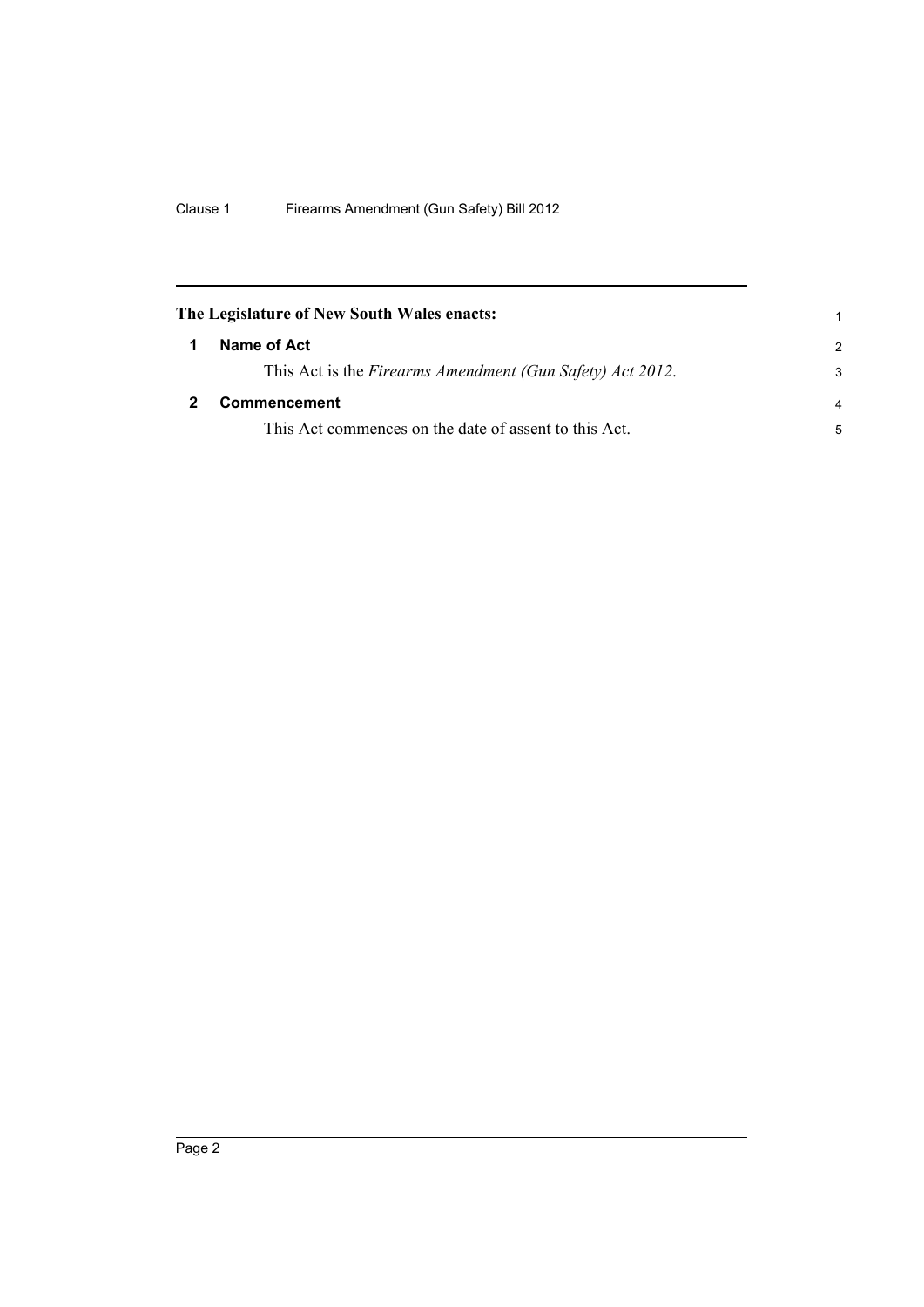**The Legislature of New South Wales enacts:**

## 1 Name of Act

This Act is the *Firearms Amendment (Gun Safety) Act 2012*.

## 2 Commencement

This Act commences on the date of assent to this Act.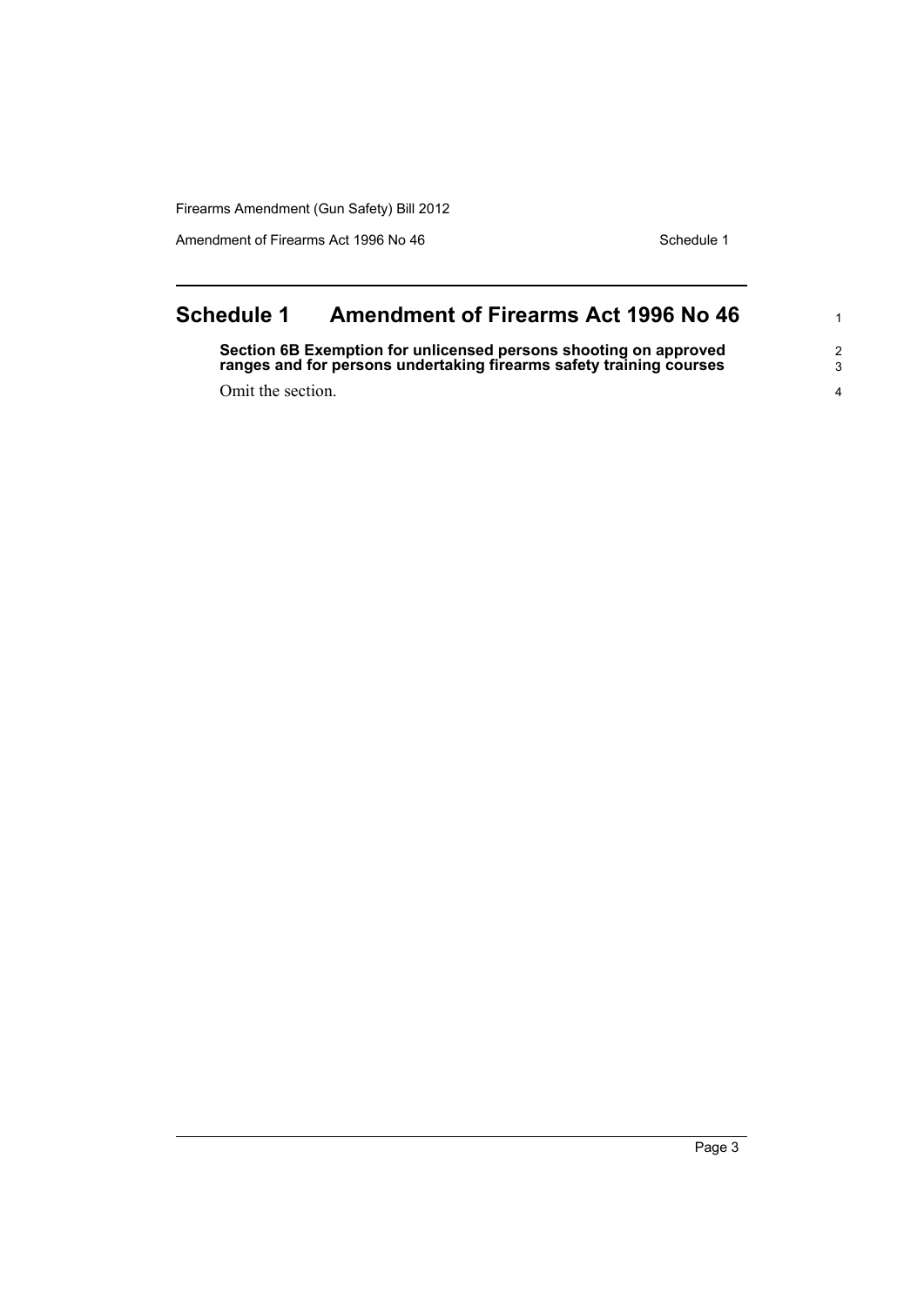# Schedule 1 Amendment of Firearms Act 1996 No 46

**Section 6B Exemption for unlicensed persons shooting on approved ranges and for persons undertaking firearms safety training courses**

Omit the section.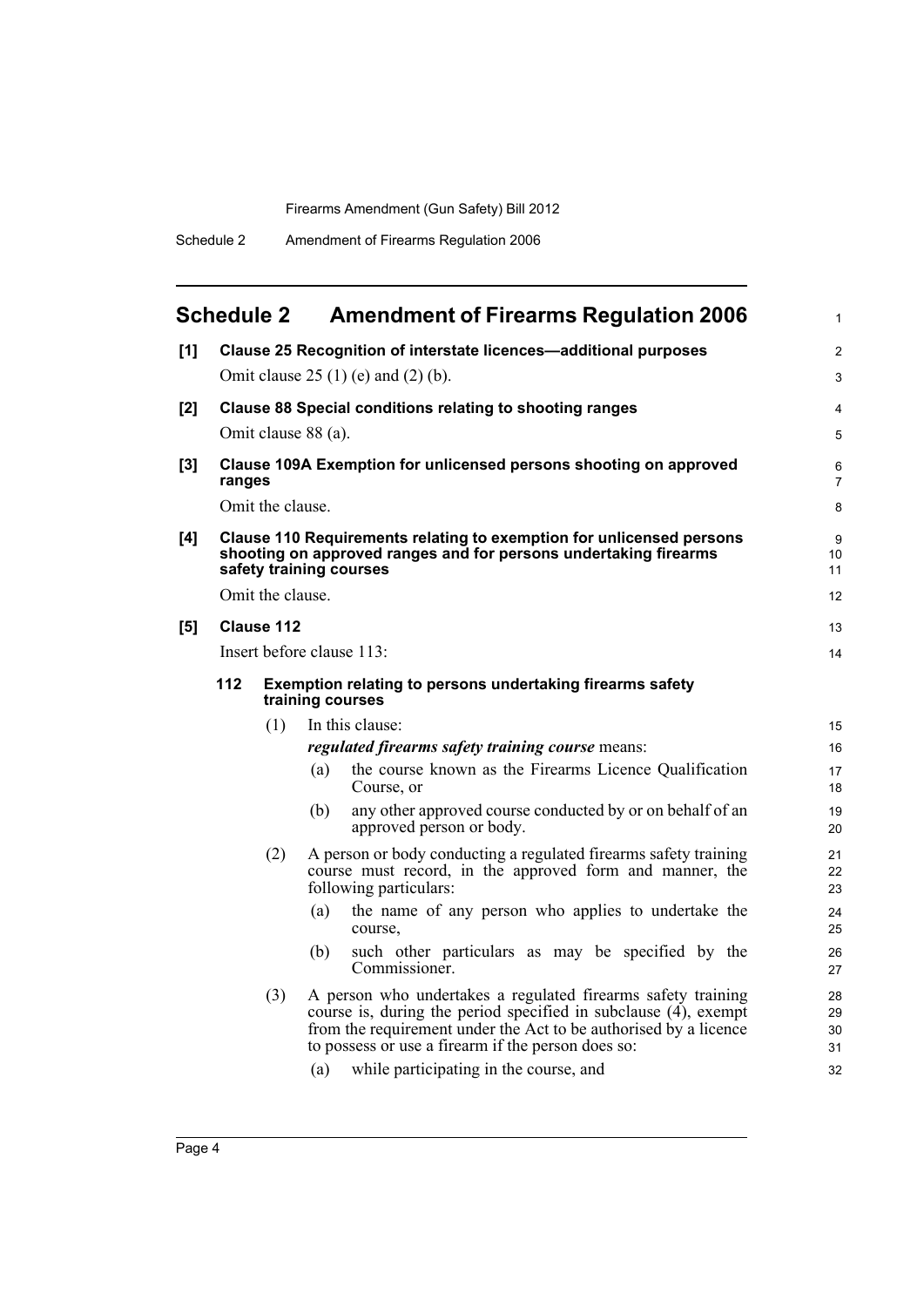# Schedule 2 Amendment of Firearms Regulation 2006

**[1] Clause 25 Recognition of interstate licences—additional purposes**

Omit clause 25 (1) (e) and (2) (b).

**[2] Clause 88 Special conditions relating to shooting ranges**

Omit clause 88 (a).

**[3] Clause 109A Exemption for unlicensed persons shooting on approved ranges**

Omit the clause.

**[4] Clause 110 Requirements relating to exemption for unlicensed persons shooting on approved ranges and for persons undertaking firearms safety training courses**

Omit the clause.

**[5] Clause 112**

Insert before clause 113:

**112 Exemption relating to persons undertaking firearms safety training courses**

(1) In this clause:

***regulated firearms safety training course*** means:

(a) the course known as the Firearms Licence Qualification Course, or

(b) any other approved course conducted by or on behalf of an approved person or body.

(2) A person or body conducting a regulated firearms safety training course must record, in the approved form and manner, the following particulars:

(a) the name of any person who applies to undertake the course,

(b) such other particulars as may be specified by the Commissioner.

(3) A person who undertakes a regulated firearms safety training course is, during the period specified in subclause (4), exempt from the requirement under the Act to be authorised by a licence to possess or use a firearm if the person does so:

(a) while participating in the course, and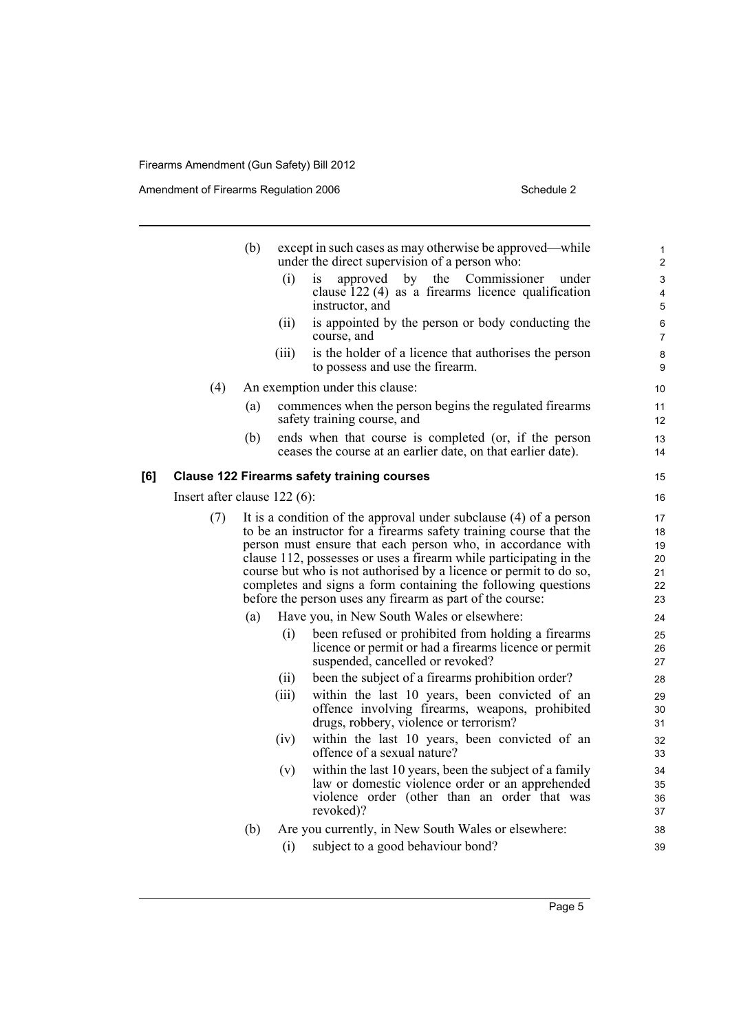(b) except in such cases as may otherwise be approved—while under the direct supervision of a person who:

(i) is approved by the Commissioner under clause 122 (4) as a firearms licence qualification instructor, and

(ii) is appointed by the person or body conducting the course, and

(iii) is the holder of a licence that authorises the person to possess and use the firearm.

(4) An exemption under this clause:

(a) commences when the person begins the regulated firearms safety training course, and

(b) ends when that course is completed (or, if the person ceases the course at an earlier date, on that earlier date).

**[6] Clause 122 Firearms safety training courses**

Insert after clause 122 (6):

(7) It is a condition of the approval under subclause (4) of a person to be an instructor for a firearms safety training course that the person must ensure that each person who, in accordance with clause 112, possesses or uses a firearm while participating in the course but who is not authorised by a licence or permit to do so, completes and signs a form containing the following questions before the person uses any firearm as part of the course:

(a) Have you, in New South Wales or elsewhere:

(i) been refused or prohibited from holding a firearms licence or permit or had a firearms licence or permit suspended, cancelled or revoked?

(ii) been the subject of a firearms prohibition order?

(iii) within the last 10 years, been convicted of an offence involving firearms, weapons, prohibited drugs, robbery, violence or terrorism?

(iv) within the last 10 years, been convicted of an offence of a sexual nature?

(v) within the last 10 years, been the subject of a family law or domestic violence order or an apprehended violence order (other than an order that was revoked)?

(b) Are you currently, in New South Wales or elsewhere:

(i) subject to a good behaviour bond?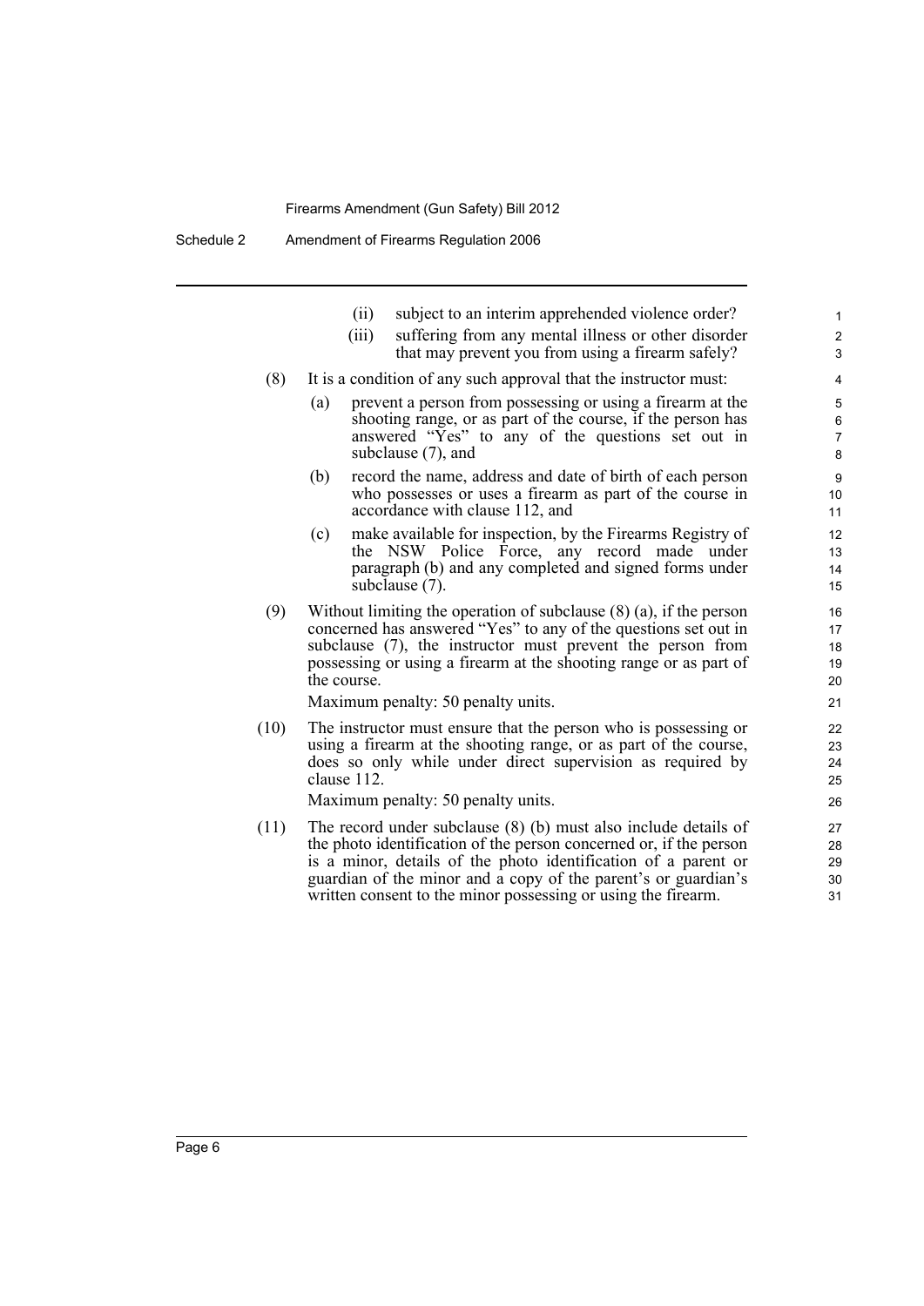(ii) subject to an interim apprehended violence order?

(iii) suffering from any mental illness or other disorder that may prevent you from using a firearm safely?

(8) It is a condition of any such approval that the instructor must:

(a) prevent a person from possessing or using a firearm at the shooting range, or as part of the course, if the person has answered "Yes" to any of the questions set out in subclause (7), and

(b) record the name, address and date of birth of each person who possesses or uses a firearm as part of the course in accordance with clause 112, and

(c) make available for inspection, by the Firearms Registry of the NSW Police Force, any record made under paragraph (b) and any completed and signed forms under subclause (7).

(9) Without limiting the operation of subclause (8) (a), if the person concerned has answered "Yes" to any of the questions set out in subclause (7), the instructor must prevent the person from possessing or using a firearm at the shooting range or as part of the course.

Maximum penalty: 50 penalty units.

(10) The instructor must ensure that the person who is possessing or using a firearm at the shooting range, or as part of the course, does so only while under direct supervision as required by clause 112.

Maximum penalty: 50 penalty units.

(11) The record under subclause (8) (b) must also include details of the photo identification of the person concerned or, if the person is a minor, details of the photo identification of a parent or guardian of the minor and a copy of the parent's or guardian's written consent to the minor possessing or using the firearm.